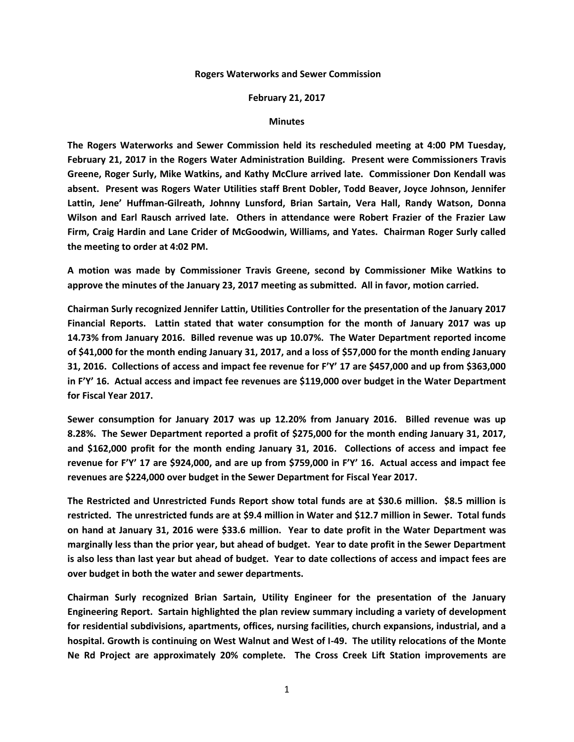**Rogers Waterworks and Sewer Commission**

**February 21, 2017**

**Minutes**

**The Rogers Waterworks and Sewer Commission held its rescheduled meeting at 4:00 PM Tuesday, February 21, 2017 in the Rogers Water Administration Building. Present were Commissioners Travis Greene, Roger Surly, Mike Watkins, and Kathy McClure arrived late. Commissioner Don Kendall was absent. Present was Rogers Water Utilities staff Brent Dobler, Todd Beaver, Joyce Johnson, Jennifer Lattin, Jene' Huffman-Gilreath, Johnny Lunsford, Brian Sartain, Vera Hall, Randy Watson, Donna Wilson and Earl Rausch arrived late. Others in attendance were Robert Frazier of the Frazier Law Firm, Craig Hardin and Lane Crider of McGoodwin, Williams, and Yates. Chairman Roger Surly called the meeting to order at 4:02 PM.**

**A motion was made by Commissioner Travis Greene, second by Commissioner Mike Watkins to approve the minutes of the January 23, 2017 meeting as submitted. All in favor, motion carried.**

**Chairman Surly recognized Jennifer Lattin, Utilities Controller for the presentation of the January 2017 Financial Reports. Lattin stated that water consumption for the month of January 2017 was up 14.73% from January 2016. Billed revenue was up 10.07%. The Water Department reported income of $41,000 for the month ending January 31, 2017, and a loss of $57,000 for the month ending January 31, 2016. Collections of access and impact fee revenue for F'Y' 17 are $457,000 and up from $363,000 in F'Y' 16. Actual access and impact fee revenues are $119,000 over budget in the Water Department for Fiscal Year 2017.**

**Sewer consumption for January 2017 was up 12.20% from January 2016. Billed revenue was up 8.28%. The Sewer Department reported a profit of $275,000 for the month ending January 31, 2017, and $162,000 profit for the month ending January 31, 2016. Collections of access and impact fee revenue for F'Y' 17 are $924,000, and are up from $759,000 in F'Y' 16. Actual access and impact fee revenues are $224,000 over budget in the Sewer Department for Fiscal Year 2017.**

**The Restricted and Unrestricted Funds Report show total funds are at $30.6 million. $8.5 million is restricted. The unrestricted funds are at $9.4 million in Water and $12.7 million in Sewer. Total funds on hand at January 31, 2016 were $33.6 million. Year to date profit in the Water Department was marginally less than the prior year, but ahead of budget. Year to date profit in the Sewer Department is also less than last year but ahead of budget. Year to date collections of access and impact fees are over budget in both the water and sewer departments.**

**Chairman Surly recognized Brian Sartain, Utility Engineer for the presentation of the January Engineering Report. Sartain highlighted the plan review summary including a variety of development for residential subdivisions, apartments, offices, nursing facilities, church expansions, industrial, and a hospital. Growth is continuing on West Walnut and West of I-49. The utility relocations of the Monte Ne Rd Project are approximately 20% complete. The Cross Creek Lift Station improvements are**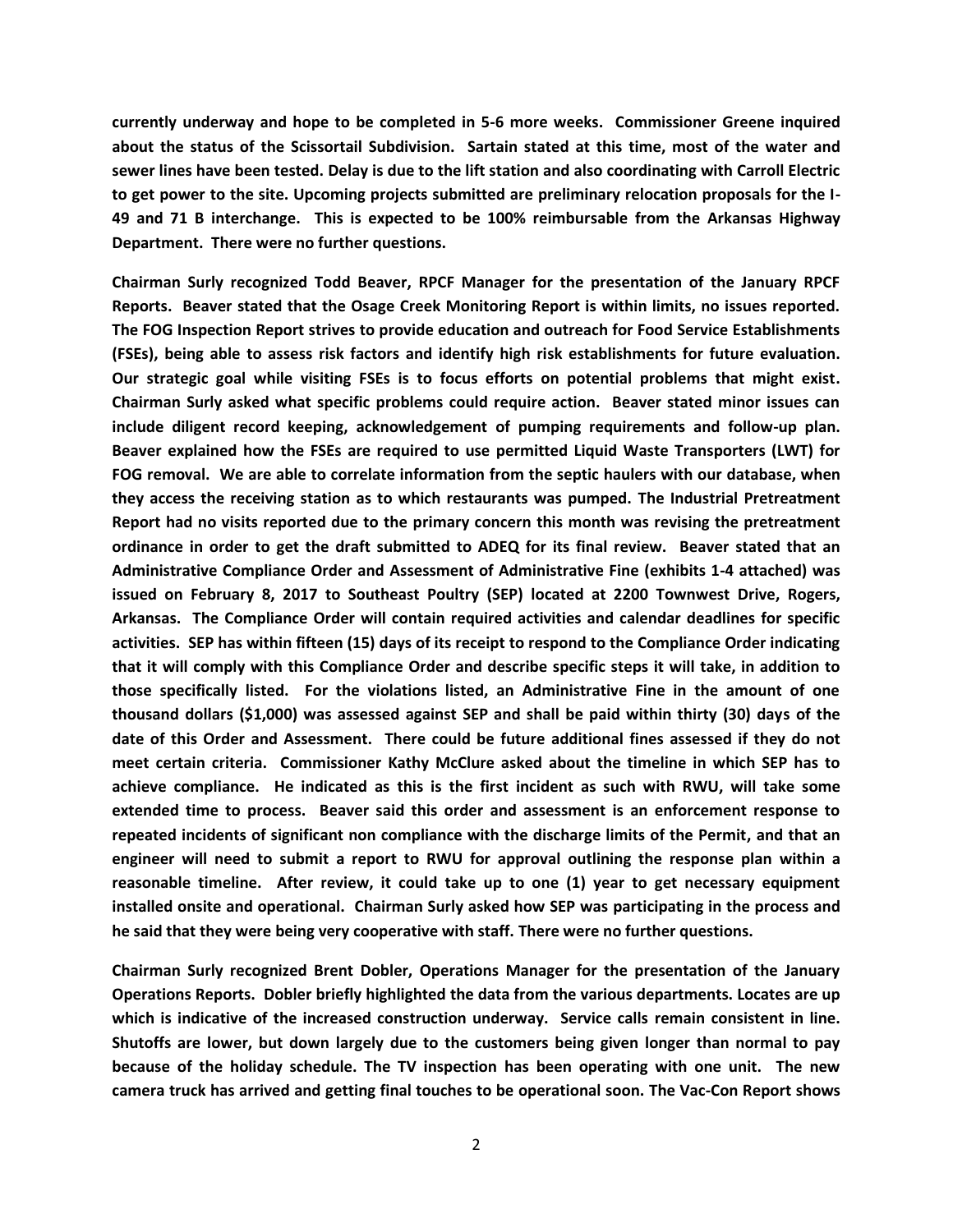**currently underway and hope to be completed in 5-6 more weeks. Commissioner Greene inquired about the status of the Scissortail Subdivision. Sartain stated at this time, most of the water and sewer lines have been tested. Delay is due to the lift station and also coordinating with Carroll Electric to get power to the site. Upcoming projects submitted are preliminary relocation proposals for the I-49 and 71 B interchange. This is expected to be 100% reimbursable from the Arkansas Highway Department. There were no further questions.**

**Chairman Surly recognized Todd Beaver, RPCF Manager for the presentation of the January RPCF Reports. Beaver stated that the Osage Creek Monitoring Report is within limits, no issues reported. The FOG Inspection Report strives to provide education and outreach for Food Service Establishments (FSEs), being able to assess risk factors and identify high risk establishments for future evaluation. Our strategic goal while visiting FSEs is to focus efforts on potential problems that might exist. Chairman Surly asked what specific problems could require action. Beaver stated minor issues can include diligent record keeping, acknowledgement of pumping requirements and follow-up plan. Beaver explained how the FSEs are required to use permitted Liquid Waste Transporters (LWT) for FOG removal. We are able to correlate information from the septic haulers with our database, when they access the receiving station as to which restaurants was pumped. The Industrial Pretreatment Report had no visits reported due to the primary concern this month was revising the pretreatment ordinance in order to get the draft submitted to ADEQ for its final review. Beaver stated that an Administrative Compliance Order and Assessment of Administrative Fine (exhibits 1-4 attached) was issued on February 8, 2017 to Southeast Poultry (SEP) located at 2200 Townwest Drive, Rogers, Arkansas. The Compliance Order will contain required activities and calendar deadlines for specific activities. SEP has within fifteen (15) days of its receipt to respond to the Compliance Order indicating that it will comply with this Compliance Order and describe specific steps it will take, in addition to those specifically listed. For the violations listed, an Administrative Fine in the amount of one thousand dollars ($1,000) was assessed against SEP and shall be paid within thirty (30) days of the date of this Order and Assessment. There could be future additional fines assessed if they do not meet certain criteria. Commissioner Kathy McClure asked about the timeline in which SEP has to achieve compliance. He indicated as this is the first incident as such with RWU, will take some extended time to process. Beaver said this order and assessment is an enforcement response to repeated incidents of significant non compliance with the discharge limits of the Permit, and that an engineer will need to submit a report to RWU for approval outlining the response plan within a reasonable timeline. After review, it could take up to one (1) year to get necessary equipment installed onsite and operational. Chairman Surly asked how SEP was participating in the process and he said that they were being very cooperative with staff. There were no further questions.**

**Chairman Surly recognized Brent Dobler, Operations Manager for the presentation of the January Operations Reports. Dobler briefly highlighted the data from the various departments. Locates are up which is indicative of the increased construction underway. Service calls remain consistent in line. Shutoffs are lower, but down largely due to the customers being given longer than normal to pay because of the holiday schedule. The TV inspection has been operating with one unit. The new camera truck has arrived and getting final touches to be operational soon. The Vac-Con Report shows**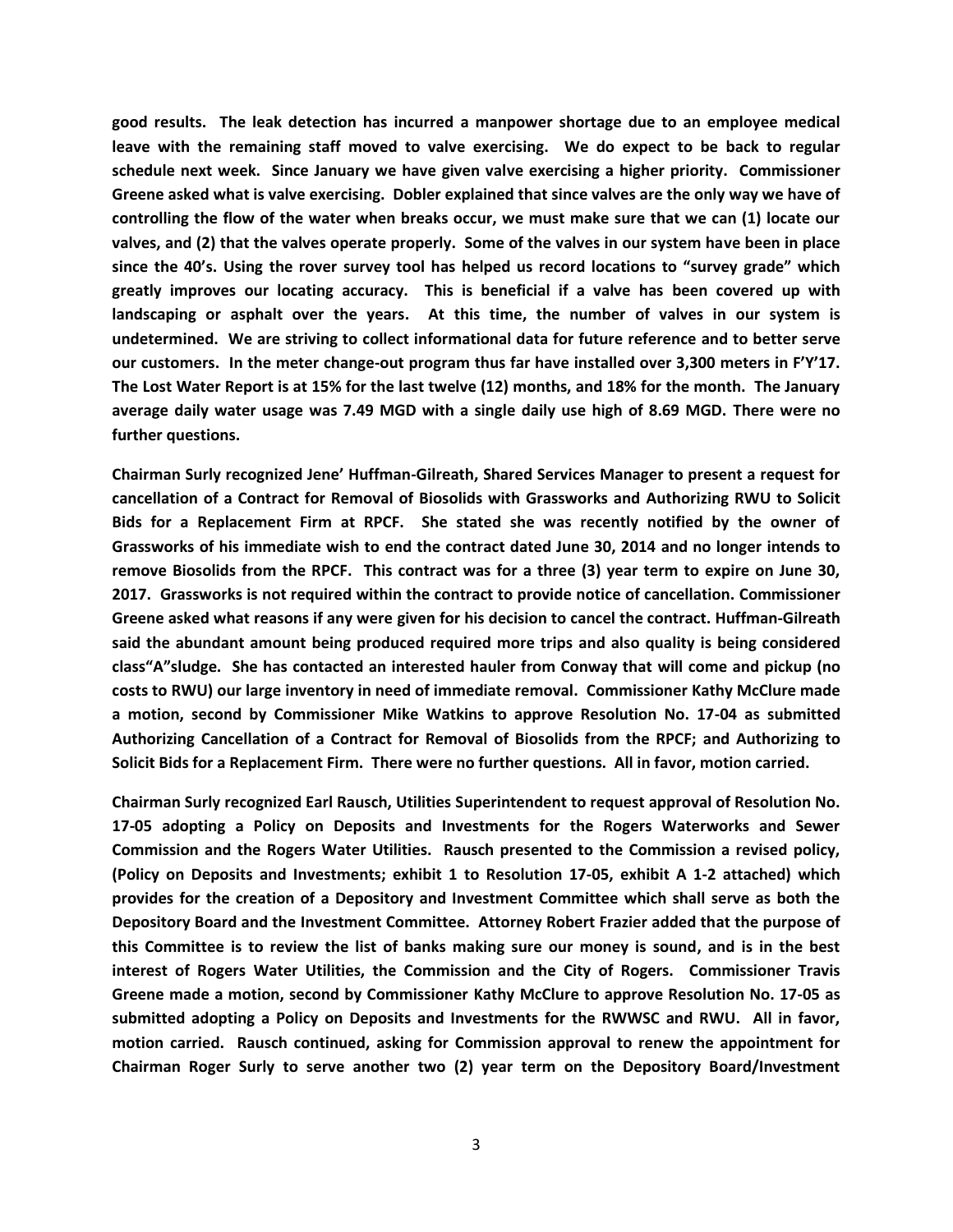**good results. The leak detection has incurred a manpower shortage due to an employee medical leave with the remaining staff moved to valve exercising. We do expect to be back to regular schedule next week. Since January we have given valve exercising a higher priority. Commissioner Greene asked what is valve exercising. Dobler explained that since valves are the only way we have of controlling the flow of the water when breaks occur, we must make sure that we can (1) locate our valves, and (2) that the valves operate properly. Some of the valves in our system have been in place since the 40's. Using the rover survey tool has helped us record locations to "survey grade" which greatly improves our locating accuracy. This is beneficial if a valve has been covered up with landscaping or asphalt over the years. At this time, the number of valves in our system is undetermined. We are striving to collect informational data for future reference and to better serve our customers. In the meter change-out program thus far have installed over 3,300 meters in F'Y'17. The Lost Water Report is at 15% for the last twelve (12) months, and 18% for the month. The January average daily water usage was 7.49 MGD with a single daily use high of 8.69 MGD. There were no further questions.**

**Chairman Surly recognized Jene' Huffman-Gilreath, Shared Services Manager to present a request for cancellation of a Contract for Removal of Biosolids with Grassworks and Authorizing RWU to Solicit Bids for a Replacement Firm at RPCF. She stated she was recently notified by the owner of Grassworks of his immediate wish to end the contract dated June 30, 2014 and no longer intends to remove Biosolids from the RPCF. This contract was for a three (3) year term to expire on June 30, 2017. Grassworks is not required within the contract to provide notice of cancellation. Commissioner Greene asked what reasons if any were given for his decision to cancel the contract. Huffman-Gilreath said the abundant amount being produced required more trips and also quality is being considered class"A"sludge. She has contacted an interested hauler from Conway that will come and pickup (no costs to RWU) our large inventory in need of immediate removal. Commissioner Kathy McClure made a motion, second by Commissioner Mike Watkins to approve Resolution No. 17-04 as submitted Authorizing Cancellation of a Contract for Removal of Biosolids from the RPCF; and Authorizing to Solicit Bids for a Replacement Firm. There were no further questions. All in favor, motion carried.**

**Chairman Surly recognized Earl Rausch, Utilities Superintendent to request approval of Resolution No. 17-05 adopting a Policy on Deposits and Investments for the Rogers Waterworks and Sewer Commission and the Rogers Water Utilities. Rausch presented to the Commission a revised policy, (Policy on Deposits and Investments; exhibit 1 to Resolution 17-05, exhibit A 1-2 attached) which provides for the creation of a Depository and Investment Committee which shall serve as both the Depository Board and the Investment Committee. Attorney Robert Frazier added that the purpose of this Committee is to review the list of banks making sure our money is sound, and is in the best interest of Rogers Water Utilities, the Commission and the City of Rogers. Commissioner Travis Greene made a motion, second by Commissioner Kathy McClure to approve Resolution No. 17-05 as submitted adopting a Policy on Deposits and Investments for the RWWSC and RWU. All in favor, motion carried. Rausch continued, asking for Commission approval to renew the appointment for Chairman Roger Surly to serve another two (2) year term on the Depository Board/Investment**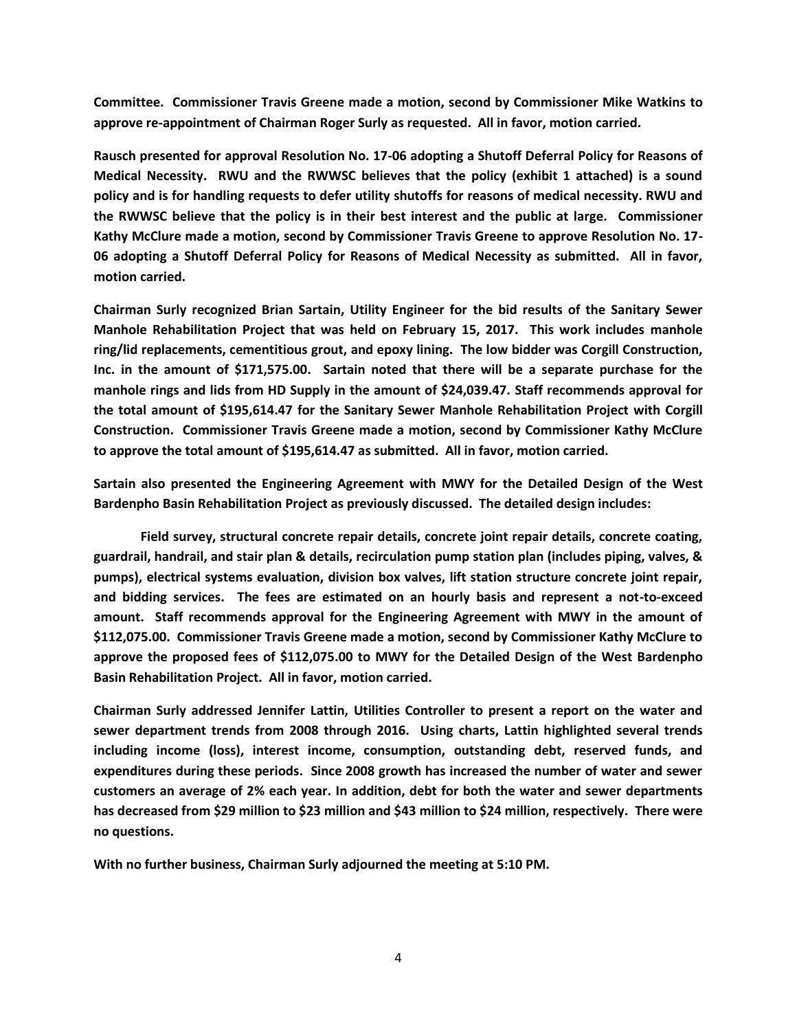**Committee. Commissioner Travis Greene made a motion, second by Commissioner Mike Watkins to approve re-appointment of Chairman Roger Surly as requested. All in favor, motion carried.**

**Rausch presented for approval Resolution No. 17-06 adopting a Shutoff Deferral Policy for Reasons of Medical Necessity. RWU and the RWWSC believes that the policy (exhibit 1 attached) is a sound policy and is for handling requests to defer utility shutoffs for reasons of medical necessity. RWU and the RWWSC believe that the policy is in their best interest and the public at large. Commissioner Kathy McClure made a motion, second by Commissioner Travis Greene to approve Resolution No. 17-06 adopting a Shutoff Deferral Policy for Reasons of Medical Necessity as submitted. All in favor, motion carried.**

**Chairman Surly recognized Brian Sartain, Utility Engineer for the bid results of the Sanitary Sewer Manhole Rehabilitation Project that was held on February 15, 2017. This work includes manhole ring/lid replacements, cementitious grout, and epoxy lining. The low bidder was Corgill Construction, Inc. in the amount of $171,575.00. Sartain noted that there will be a separate purchase for the manhole rings and lids from HD Supply in the amount of $24,039.47. Staff recommends approval for the total amount of $195,614.47 for the Sanitary Sewer Manhole Rehabilitation Project with Corgill Construction. Commissioner Travis Greene made a motion, second by Commissioner Kathy McClure to approve the total amount of $195,614.47 as submitted. All in favor, motion carried.**

**Sartain also presented the Engineering Agreement with MWY for the Detailed Design of the West Bardenpho Basin Rehabilitation Project as previously discussed. The detailed design includes:**

**Field survey, structural concrete repair details, concrete joint repair details, concrete coating, guardrail, handrail, and stair plan & details, recirculation pump station plan (includes piping, valves, & pumps), electrical systems evaluation, division box valves, lift station structure concrete joint repair, and bidding services. The fees are estimated on an hourly basis and represent a not-to-exceed amount. Staff recommends approval for the Engineering Agreement with MWY in the amount of $112,075.00. Commissioner Travis Greene made a motion, second by Commissioner Kathy McClure to approve the proposed fees of $112,075.00 to MWY for the Detailed Design of the West Bardenpho Basin Rehabilitation Project. All in favor, motion carried.**

**Chairman Surly addressed Jennifer Lattin, Utilities Controller to present a report on the water and sewer department trends from 2008 through 2016. Using charts, Lattin highlighted several trends including income (loss), interest income, consumption, outstanding debt, reserved funds, and expenditures during these periods. Since 2008 growth has increased the number of water and sewer customers an average of 2% each year. In addition, debt for both the water and sewer departments has decreased from $29 million to $23 million and $43 million to $24 million, respectively. There were no questions.**

**With no further business, Chairman Surly adjourned the meeting at 5:10 PM.**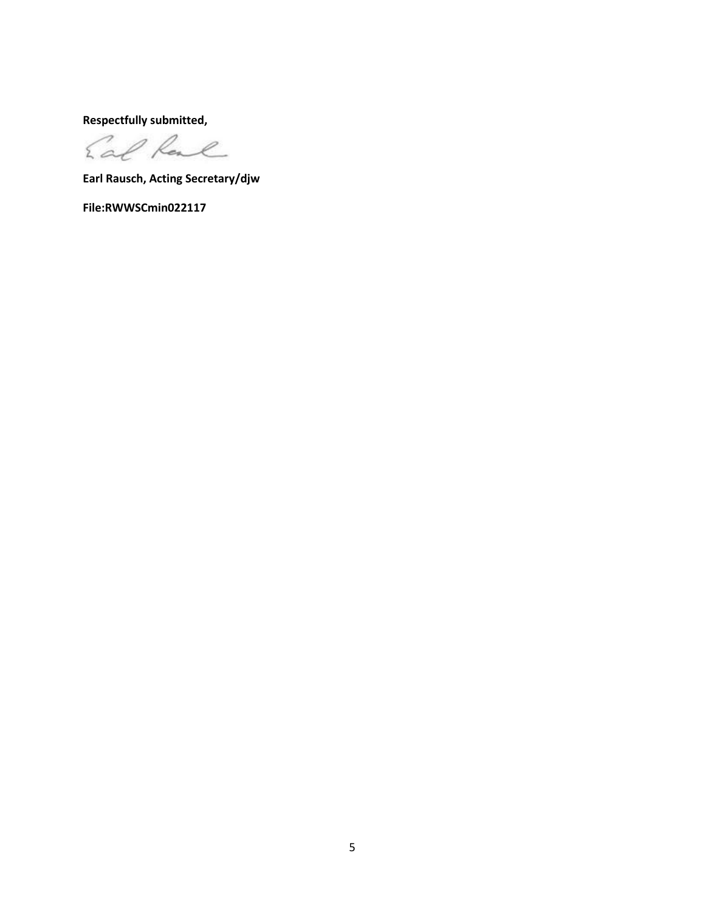**Respectfully submitted,**

**Earl Rausch, Acting Secretary/djw**

**File:RWWSCmin022117**